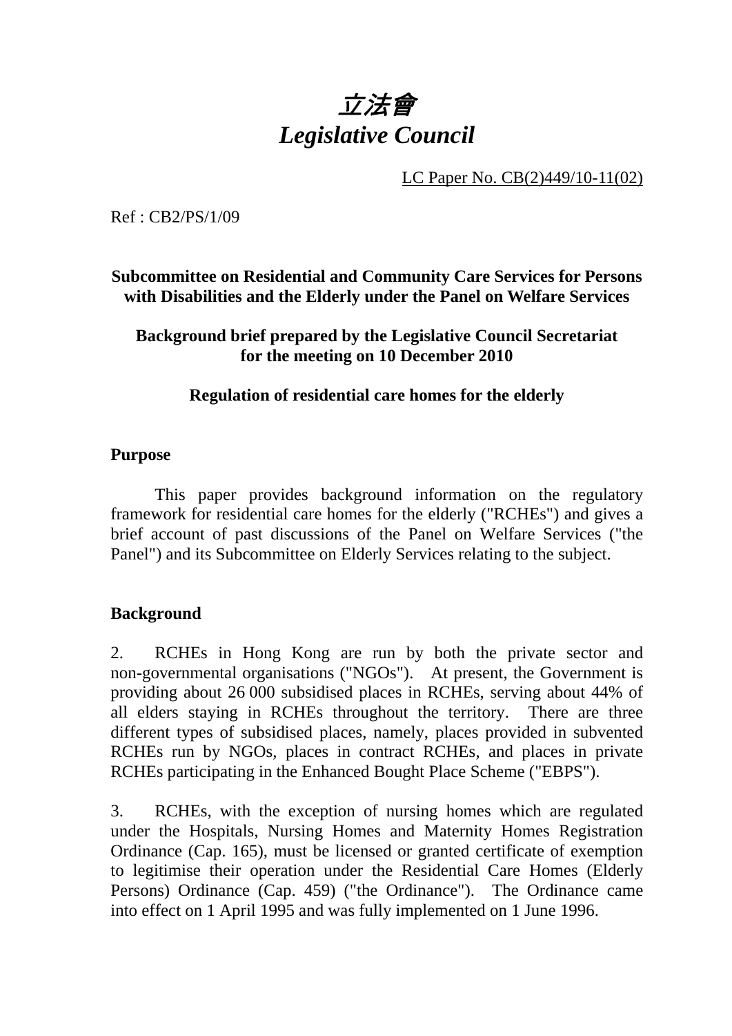# *立法會*
# *Legislative Council*

LC Paper No. CB(2)449/10-11(02)

Ref : CB2/PS/1/09

**Subcommittee on Residential and Community Care Services for Persons with Disabilities and the Elderly under the Panel on Welfare Services**

**Background brief prepared by the Legislative Council Secretariat for the meeting on 10 December 2010**

**Regulation of residential care homes for the elderly**

## Purpose

This paper provides background information on the regulatory framework for residential care homes for the elderly ("RCHEs") and gives a brief account of past discussions of the Panel on Welfare Services ("the Panel") and its Subcommittee on Elderly Services relating to the subject.

## Background

2. RCHEs in Hong Kong are run by both the private sector and non-governmental organisations ("NGOs"). At present, the Government is providing about 26 000 subsidised places in RCHEs, serving about 44% of all elders staying in RCHEs throughout the territory. There are three different types of subsidised places, namely, places provided in subvented RCHEs run by NGOs, places in contract RCHEs, and places in private RCHEs participating in the Enhanced Bought Place Scheme ("EBPS").

3. RCHEs, with the exception of nursing homes which are regulated under the Hospitals, Nursing Homes and Maternity Homes Registration Ordinance (Cap. 165), must be licensed or granted certificate of exemption to legitimise their operation under the Residential Care Homes (Elderly Persons) Ordinance (Cap. 459) ("the Ordinance"). The Ordinance came into effect on 1 April 1995 and was fully implemented on 1 June 1996.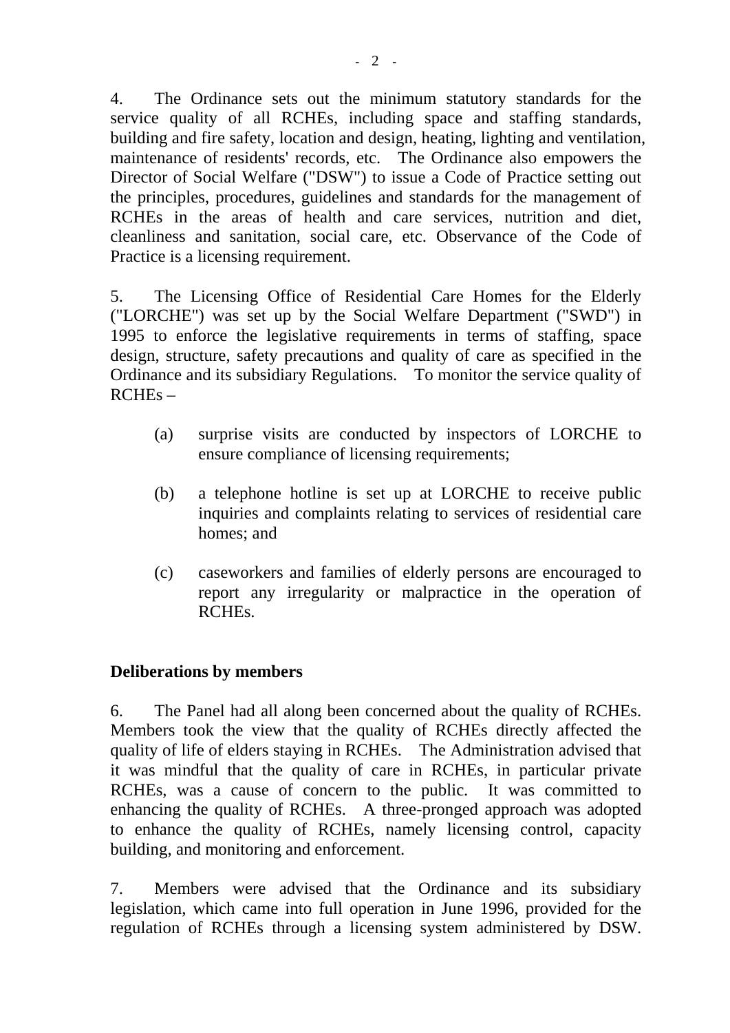4. The Ordinance sets out the minimum statutory standards for the service quality of all RCHEs, including space and staffing standards, building and fire safety, location and design, heating, lighting and ventilation, maintenance of residents' records, etc. The Ordinance also empowers the Director of Social Welfare ("DSW") to issue a Code of Practice setting out the principles, procedures, guidelines and standards for the management of RCHEs in the areas of health and care services, nutrition and diet, cleanliness and sanitation, social care, etc. Observance of the Code of Practice is a licensing requirement.

5. The Licensing Office of Residential Care Homes for the Elderly ("LORCHE") was set up by the Social Welfare Department ("SWD") in 1995 to enforce the legislative requirements in terms of staffing, space design, structure, safety precautions and quality of care as specified in the Ordinance and its subsidiary Regulations. To monitor the service quality of RCHEs –

(a) surprise visits are conducted by inspectors of LORCHE to ensure compliance of licensing requirements;

(b) a telephone hotline is set up at LORCHE to receive public inquiries and complaints relating to services of residential care homes; and

(c) caseworkers and families of elderly persons are encouraged to report any irregularity or malpractice in the operation of RCHEs.

**Deliberations by members**

6. The Panel had all along been concerned about the quality of RCHEs. Members took the view that the quality of RCHEs directly affected the quality of life of elders staying in RCHEs. The Administration advised that it was mindful that the quality of care in RCHEs, in particular private RCHEs, was a cause of concern to the public. It was committed to enhancing the quality of RCHEs. A three-pronged approach was adopted to enhance the quality of RCHEs, namely licensing control, capacity building, and monitoring and enforcement.

7. Members were advised that the Ordinance and its subsidiary legislation, which came into full operation in June 1996, provided for the regulation of RCHEs through a licensing system administered by DSW.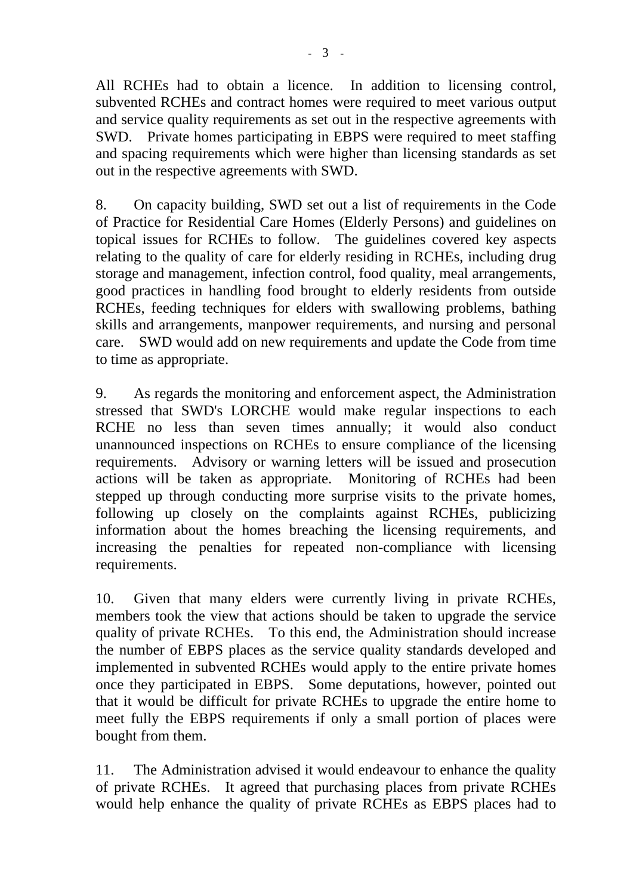All RCHEs had to obtain a licence. In addition to licensing control, subvented RCHEs and contract homes were required to meet various output and service quality requirements as set out in the respective agreements with SWD. Private homes participating in EBPS were required to meet staffing and spacing requirements which were higher than licensing standards as set out in the respective agreements with SWD.

8. On capacity building, SWD set out a list of requirements in the Code of Practice for Residential Care Homes (Elderly Persons) and guidelines on topical issues for RCHEs to follow. The guidelines covered key aspects relating to the quality of care for elderly residing in RCHEs, including drug storage and management, infection control, food quality, meal arrangements, good practices in handling food brought to elderly residents from outside RCHEs, feeding techniques for elders with swallowing problems, bathing skills and arrangements, manpower requirements, and nursing and personal care. SWD would add on new requirements and update the Code from time to time as appropriate.

9. As regards the monitoring and enforcement aspect, the Administration stressed that SWD's LORCHE would make regular inspections to each RCHE no less than seven times annually; it would also conduct unannounced inspections on RCHEs to ensure compliance of the licensing requirements. Advisory or warning letters will be issued and prosecution actions will be taken as appropriate. Monitoring of RCHEs had been stepped up through conducting more surprise visits to the private homes, following up closely on the complaints against RCHEs, publicizing information about the homes breaching the licensing requirements, and increasing the penalties for repeated non-compliance with licensing requirements.

10. Given that many elders were currently living in private RCHEs, members took the view that actions should be taken to upgrade the service quality of private RCHEs. To this end, the Administration should increase the number of EBPS places as the service quality standards developed and implemented in subvented RCHEs would apply to the entire private homes once they participated in EBPS. Some deputations, however, pointed out that it would be difficult for private RCHEs to upgrade the entire home to meet fully the EBPS requirements if only a small portion of places were bought from them.

11. The Administration advised it would endeavour to enhance the quality of private RCHEs. It agreed that purchasing places from private RCHEs would help enhance the quality of private RCHEs as EBPS places had to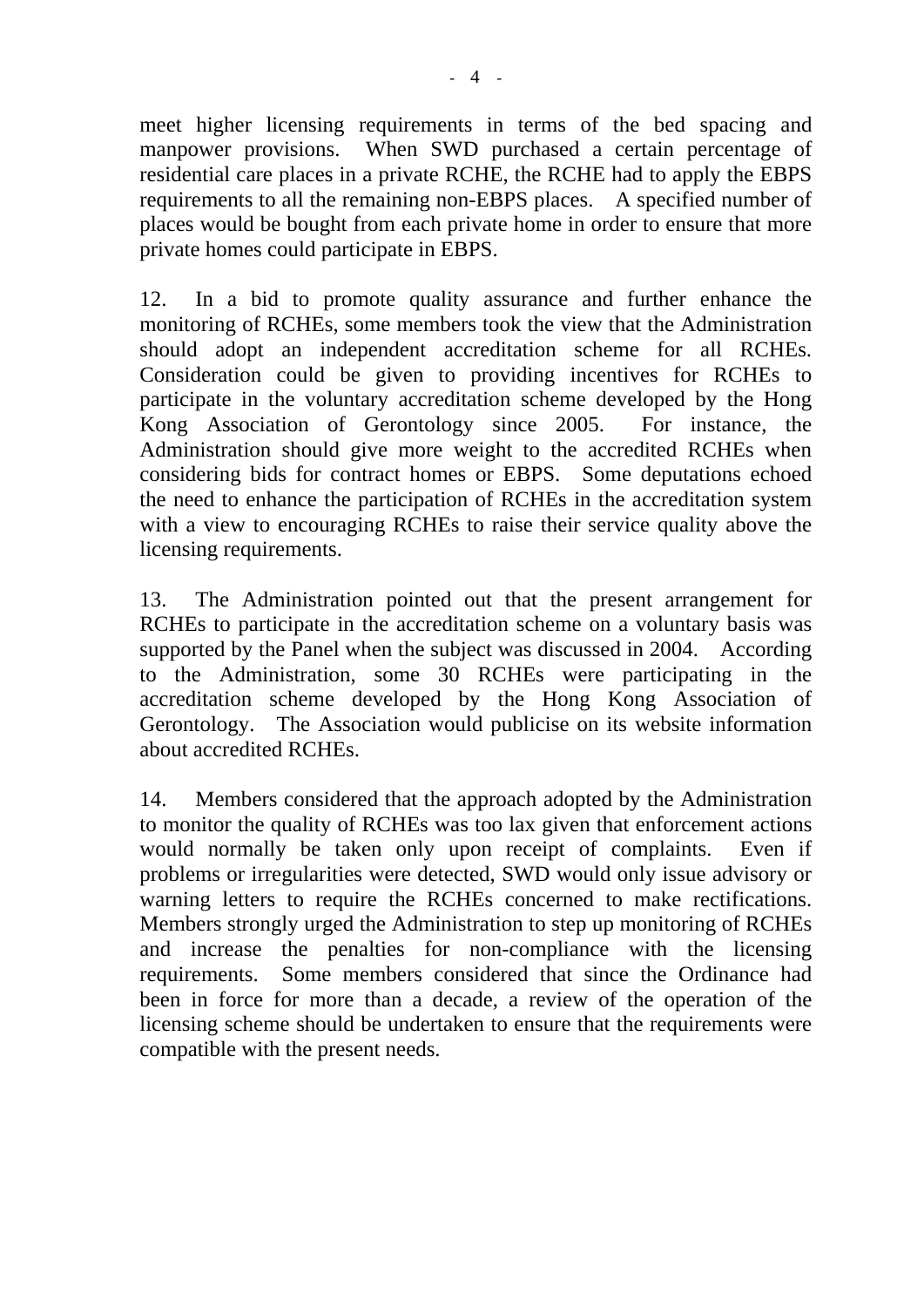meet higher licensing requirements in terms of the bed spacing and manpower provisions. When SWD purchased a certain percentage of residential care places in a private RCHE, the RCHE had to apply the EBPS requirements to all the remaining non-EBPS places. A specified number of places would be bought from each private home in order to ensure that more private homes could participate in EBPS.

12. In a bid to promote quality assurance and further enhance the monitoring of RCHEs, some members took the view that the Administration should adopt an independent accreditation scheme for all RCHEs. Consideration could be given to providing incentives for RCHEs to participate in the voluntary accreditation scheme developed by the Hong Kong Association of Gerontology since 2005. For instance, the Administration should give more weight to the accredited RCHEs when considering bids for contract homes or EBPS. Some deputations echoed the need to enhance the participation of RCHEs in the accreditation system with a view to encouraging RCHEs to raise their service quality above the licensing requirements.

13. The Administration pointed out that the present arrangement for RCHEs to participate in the accreditation scheme on a voluntary basis was supported by the Panel when the subject was discussed in 2004. According to the Administration, some 30 RCHEs were participating in the accreditation scheme developed by the Hong Kong Association of Gerontology. The Association would publicise on its website information about accredited RCHEs.

14. Members considered that the approach adopted by the Administration to monitor the quality of RCHEs was too lax given that enforcement actions would normally be taken only upon receipt of complaints. Even if problems or irregularities were detected, SWD would only issue advisory or warning letters to require the RCHEs concerned to make rectifications. Members strongly urged the Administration to step up monitoring of RCHEs and increase the penalties for non-compliance with the licensing requirements. Some members considered that since the Ordinance had been in force for more than a decade, a review of the operation of the licensing scheme should be undertaken to ensure that the requirements were compatible with the present needs.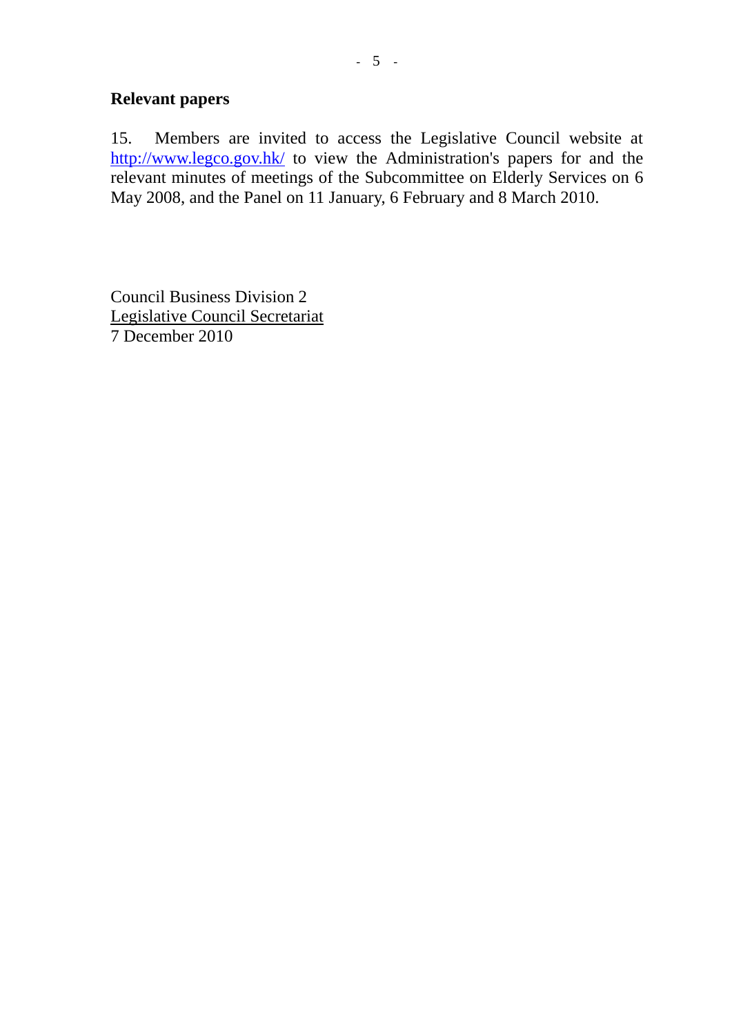## Relevant papers

15. Members are invited to access the Legislative Council website at http://www.legco.gov.hk/ to view the Administration's papers for and the relevant minutes of meetings of the Subcommittee on Elderly Services on 6 May 2008, and the Panel on 11 January, 6 February and 8 March 2010.

Council Business Division 2
Legislative Council Secretariat
7 December 2010